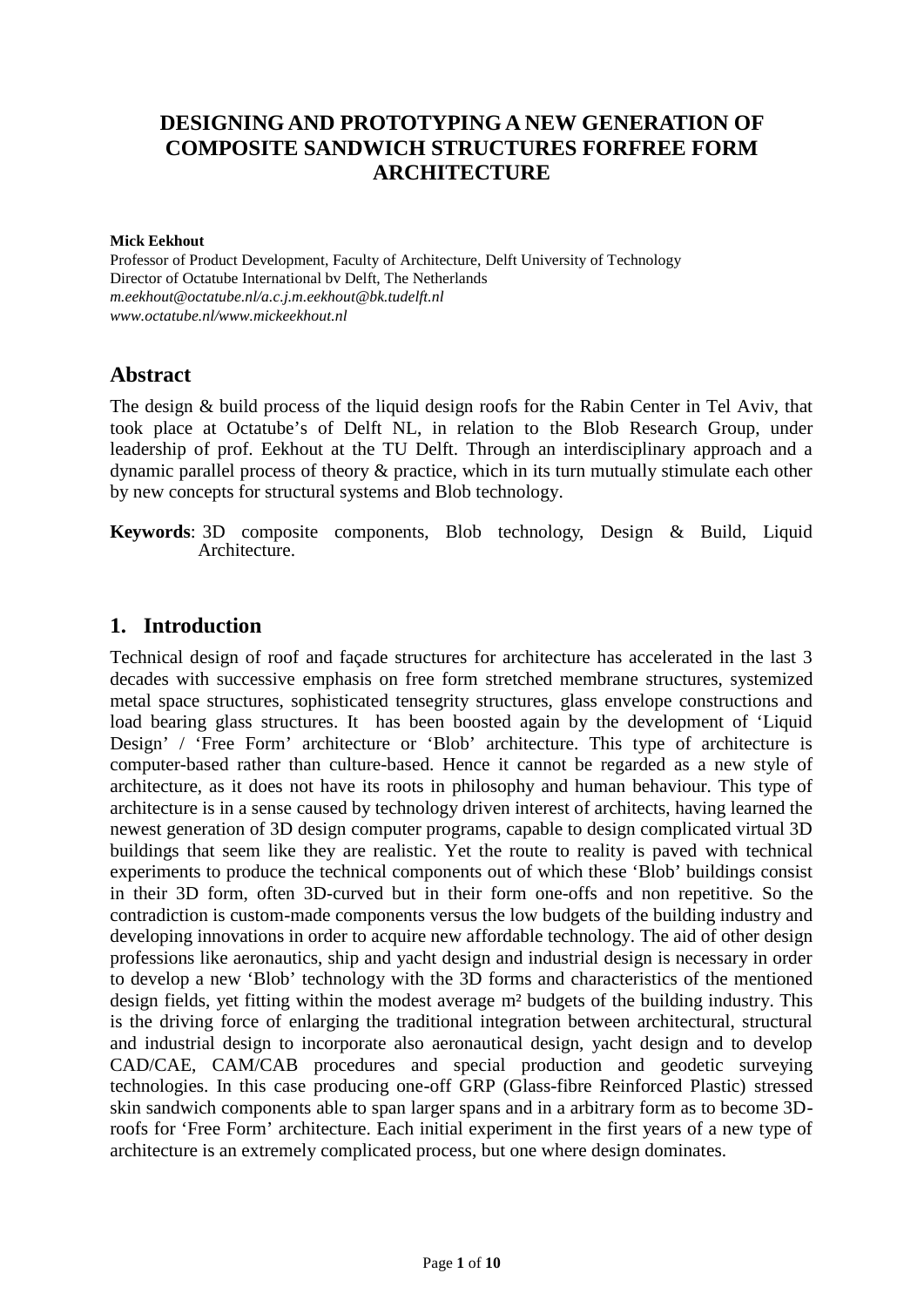# DESIGNING AND PROTOTYPING A NEW GENERATION OF COMPOSITE SANDWICH STRUCTURES FORFREE FORM ARCHITECTURE

**Mick Eekhout**
Professor of Product Development, Faculty of Architecture, Delft University of Technology
Director of Octatube International bv Delft, The Netherlands
*m.eekhout@octatube.nl/a.c.j.m.eekhout@bk.tudelft.nl*
*www.octatube.nl/www.mickeekhout.nl*

## Abstract

The design & build process of the liquid design roofs for the Rabin Center in Tel Aviv, that took place at Octatube's of Delft NL, in relation to the Blob Research Group, under leadership of prof. Eekhout at the TU Delft. Through an interdisciplinary approach and a dynamic parallel process of theory & practice, which in its turn mutually stimulate each other by new concepts for structural systems and Blob technology.

**Keywords**: 3D composite components, Blob technology, Design & Build, Liquid Architecture.

## 1. Introduction

Technical design of roof and façade structures for architecture has accelerated in the last 3 decades with successive emphasis on free form stretched membrane structures, systemized metal space structures, sophisticated tensegrity structures, glass envelope constructions and load bearing glass structures. It has been boosted again by the development of 'Liquid Design' / 'Free Form' architecture or 'Blob' architecture. This type of architecture is computer-based rather than culture-based. Hence it cannot be regarded as a new style of architecture, as it does not have its roots in philosophy and human behaviour. This type of architecture is in a sense caused by technology driven interest of architects, having learned the newest generation of 3D design computer programs, capable to design complicated virtual 3D buildings that seem like they are realistic. Yet the route to reality is paved with technical experiments to produce the technical components out of which these 'Blob' buildings consist in their 3D form, often 3D-curved but in their form one-offs and non repetitive. So the contradiction is custom-made components versus the low budgets of the building industry and developing innovations in order to acquire new affordable technology. The aid of other design professions like aeronautics, ship and yacht design and industrial design is necessary in order to develop a new 'Blob' technology with the 3D forms and characteristics of the mentioned design fields, yet fitting within the modest average m² budgets of the building industry. This is the driving force of enlarging the traditional integration between architectural, structural and industrial design to incorporate also aeronautical design, yacht design and to develop CAD/CAE, CAM/CAB procedures and special production and geodetic surveying technologies. In this case producing one-off GRP (Glass-fibre Reinforced Plastic) stressed skin sandwich components able to span larger spans and in a arbitrary form as to become 3D-roofs for 'Free Form' architecture. Each initial experiment in the first years of a new type of architecture is an extremely complicated process, but one where design dominates.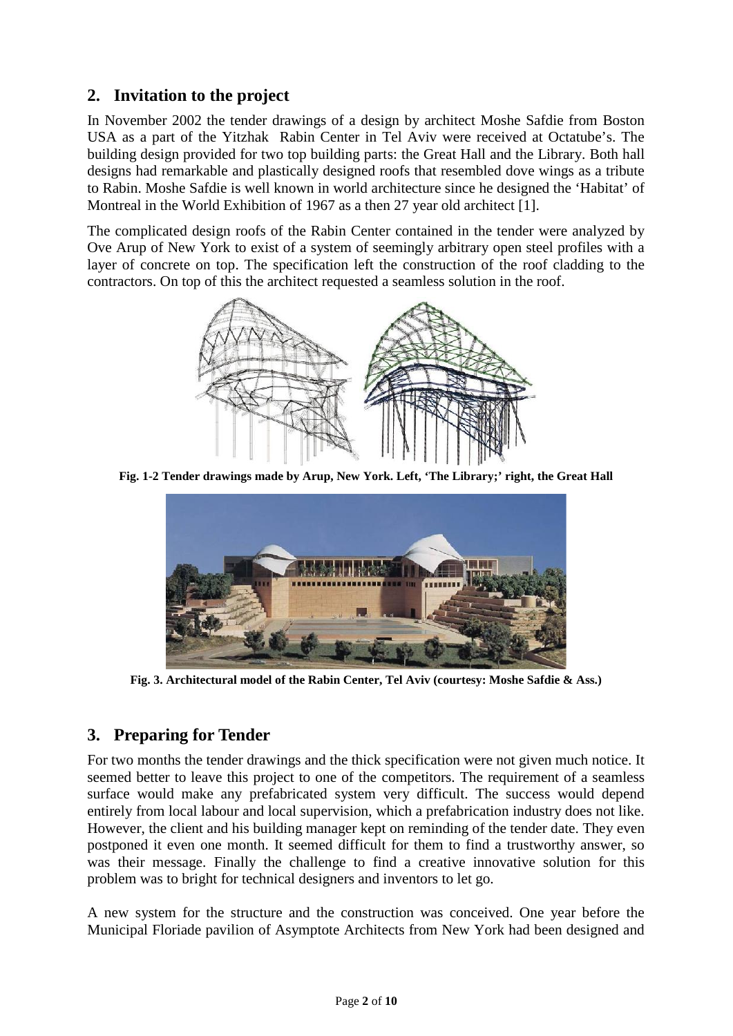## 2. Invitation to the project

In November 2002 the tender drawings of a design by architect Moshe Safdie from Boston USA as a part of the Yitzhak Rabin Center in Tel Aviv were received at Octatube's. The building design provided for two top building parts: the Great Hall and the Library. Both hall designs had remarkable and plastically designed roofs that resembled dove wings as a tribute to Rabin. Moshe Safdie is well known in world architecture since he designed the 'Habitat' of Montreal in the World Exhibition of 1967 as a then 27 year old architect [1].

The complicated design roofs of the Rabin Center contained in the tender were analyzed by Ove Arup of New York to exist of a system of seemingly arbitrary open steel profiles with a layer of concrete on top. The specification left the construction of the roof cladding to the contractors. On top of this the architect requested a seamless solution in the roof.

**Fig. 1-2 Tender drawings made by Arup, New York. Left, 'The Library;' right, the Great Hall**

**Fig. 3. Architectural model of the Rabin Center, Tel Aviv (courtesy: Moshe Safdie & Ass.)**

## 3. Preparing for Tender

For two months the tender drawings and the thick specification were not given much notice. It seemed better to leave this project to one of the competitors. The requirement of a seamless surface would make any prefabricated system very difficult. The success would depend entirely from local labour and local supervision, which a prefabrication industry does not like. However, the client and his building manager kept on reminding of the tender date. They even postponed it even one month. It seemed difficult for them to find a trustworthy answer, so was their message. Finally the challenge to find a creative innovative solution for this problem was to bright for technical designers and inventors to let go.

A new system for the structure and the construction was conceived. One year before the Municipal Floriade pavilion of Asymptote Architects from New York had been designed and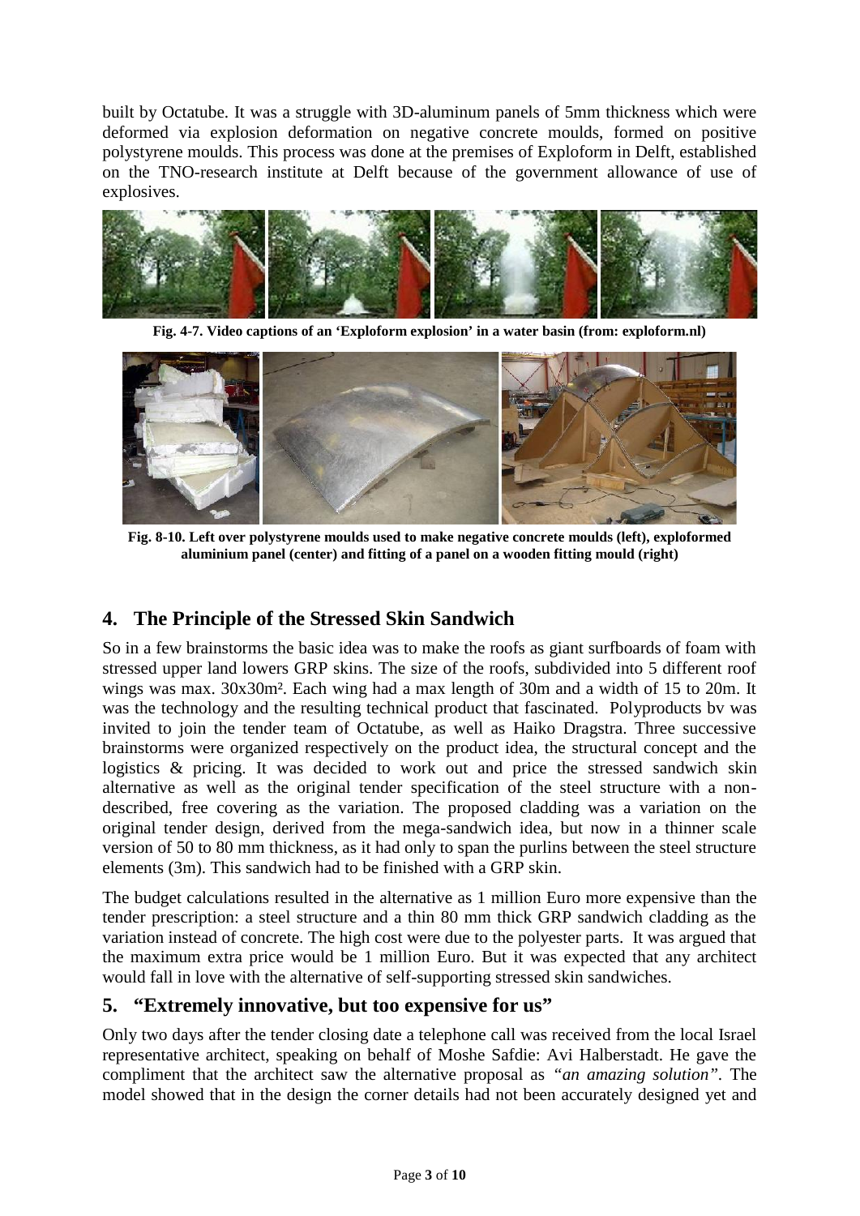built by Octatube. It was a struggle with 3D-aluminum panels of 5mm thickness which were deformed via explosion deformation on negative concrete moulds, formed on positive polystyrene moulds. This process was done at the premises of Exploform in Delft, established on the TNO-research institute at Delft because of the government allowance of use of explosives.

**Fig. 4-7. Video captions of an 'Exploform explosion' in a water basin (from: exploform.nl)**

**Fig. 8-10. Left over polystyrene moulds used to make negative concrete moulds (left), exploformed aluminium panel (center) and fitting of a panel on a wooden fitting mould (right)**

## 4. The Principle of the Stressed Skin Sandwich

So in a few brainstorms the basic idea was to make the roofs as giant surfboards of foam with stressed upper land lowers GRP skins. The size of the roofs, subdivided into 5 different roof wings was max. 30x30m². Each wing had a max length of 30m and a width of 15 to 20m. It was the technology and the resulting technical product that fascinated. Polyproducts bv was invited to join the tender team of Octatube, as well as Haiko Dragstra. Three successive brainstorms were organized respectively on the product idea, the structural concept and the logistics & pricing. It was decided to work out and price the stressed sandwich skin alternative as well as the original tender specification of the steel structure with a non-described, free covering as the variation. The proposed cladding was a variation on the original tender design, derived from the mega-sandwich idea, but now in a thinner scale version of 50 to 80 mm thickness, as it had only to span the purlins between the steel structure elements (3m). This sandwich had to be finished with a GRP skin.

The budget calculations resulted in the alternative as 1 million Euro more expensive than the tender prescription: a steel structure and a thin 80 mm thick GRP sandwich cladding as the variation instead of concrete. The high cost were due to the polyester parts. It was argued that the maximum extra price would be 1 million Euro. But it was expected that any architect would fall in love with the alternative of self-supporting stressed skin sandwiches.

## 5. "Extremely innovative, but too expensive for us"

Only two days after the tender closing date a telephone call was received from the local Israel representative architect, speaking on behalf of Moshe Safdie: Avi Halberstadt. He gave the compliment that the architect saw the alternative proposal as *"an amazing solution"*. The model showed that in the design the corner details had not been accurately designed yet and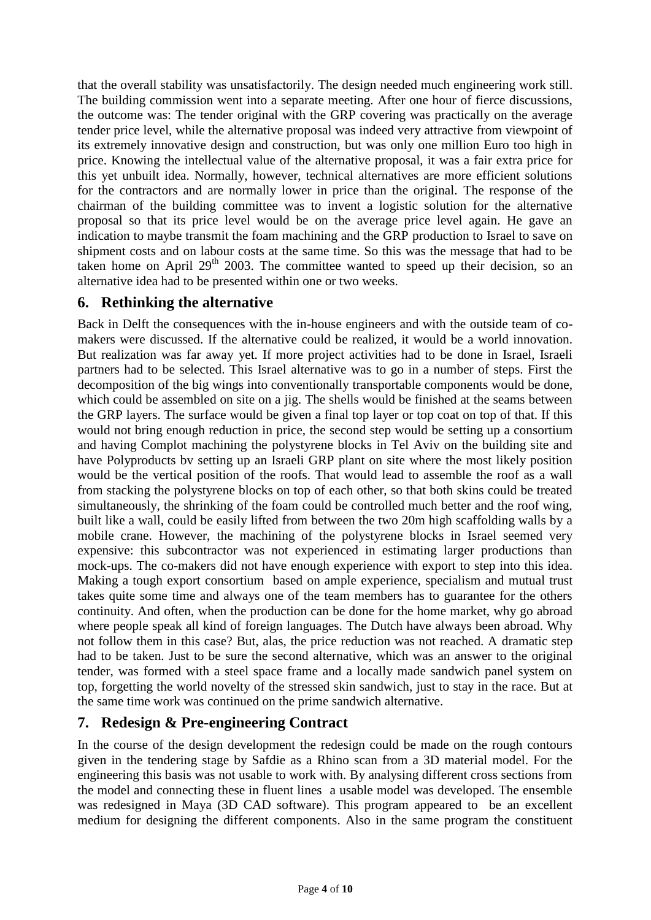that the overall stability was unsatisfactorily. The design needed much engineering work still. The building commission went into a separate meeting. After one hour of fierce discussions, the outcome was: The tender original with the GRP covering was practically on the average tender price level, while the alternative proposal was indeed very attractive from viewpoint of its extremely innovative design and construction, but was only one million Euro too high in price. Knowing the intellectual value of the alternative proposal, it was a fair extra price for this yet unbuilt idea. Normally, however, technical alternatives are more efficient solutions for the contractors and are normally lower in price than the original. The response of the chairman of the building committee was to invent a logistic solution for the alternative proposal so that its price level would be on the average price level again. He gave an indication to maybe transmit the foam machining and the GRP production to Israel to save on shipment costs and on labour costs at the same time. So this was the message that had to be taken home on April 29th 2003. The committee wanted to speed up their decision, so an alternative idea had to be presented within one or two weeks.

## 6. Rethinking the alternative

Back in Delft the consequences with the in-house engineers and with the outside team of co-makers were discussed. If the alternative could be realized, it would be a world innovation. But realization was far away yet. If more project activities had to be done in Israel, Israeli partners had to be selected. This Israel alternative was to go in a number of steps. First the decomposition of the big wings into conventionally transportable components would be done, which could be assembled on site on a jig. The shells would be finished at the seams between the GRP layers. The surface would be given a final top layer or top coat on top of that. If this would not bring enough reduction in price, the second step would be setting up a consortium and having Complot machining the polystyrene blocks in Tel Aviv on the building site and have Polyproducts bv setting up an Israeli GRP plant on site where the most likely position would be the vertical position of the roofs. That would lead to assemble the roof as a wall from stacking the polystyrene blocks on top of each other, so that both skins could be treated simultaneously, the shrinking of the foam could be controlled much better and the roof wing, built like a wall, could be easily lifted from between the two 20m high scaffolding walls by a mobile crane. However, the machining of the polystyrene blocks in Israel seemed very expensive: this subcontractor was not experienced in estimating larger productions than mock-ups. The co-makers did not have enough experience with export to step into this idea. Making a tough export consortium based on ample experience, specialism and mutual trust takes quite some time and always one of the team members has to guarantee for the others continuity. And often, when the production can be done for the home market, why go abroad where people speak all kind of foreign languages. The Dutch have always been abroad. Why not follow them in this case? But, alas, the price reduction was not reached. A dramatic step had to be taken. Just to be sure the second alternative, which was an answer to the original tender, was formed with a steel space frame and a locally made sandwich panel system on top, forgetting the world novelty of the stressed skin sandwich, just to stay in the race. But at the same time work was continued on the prime sandwich alternative.

## 7. Redesign & Pre-engineering Contract

In the course of the design development the redesign could be made on the rough contours given in the tendering stage by Safdie as a Rhino scan from a 3D material model. For the engineering this basis was not usable to work with. By analysing different cross sections from the model and connecting these in fluent lines a usable model was developed. The ensemble was redesigned in Maya (3D CAD software). This program appeared to be an excellent medium for designing the different components. Also in the same program the constituent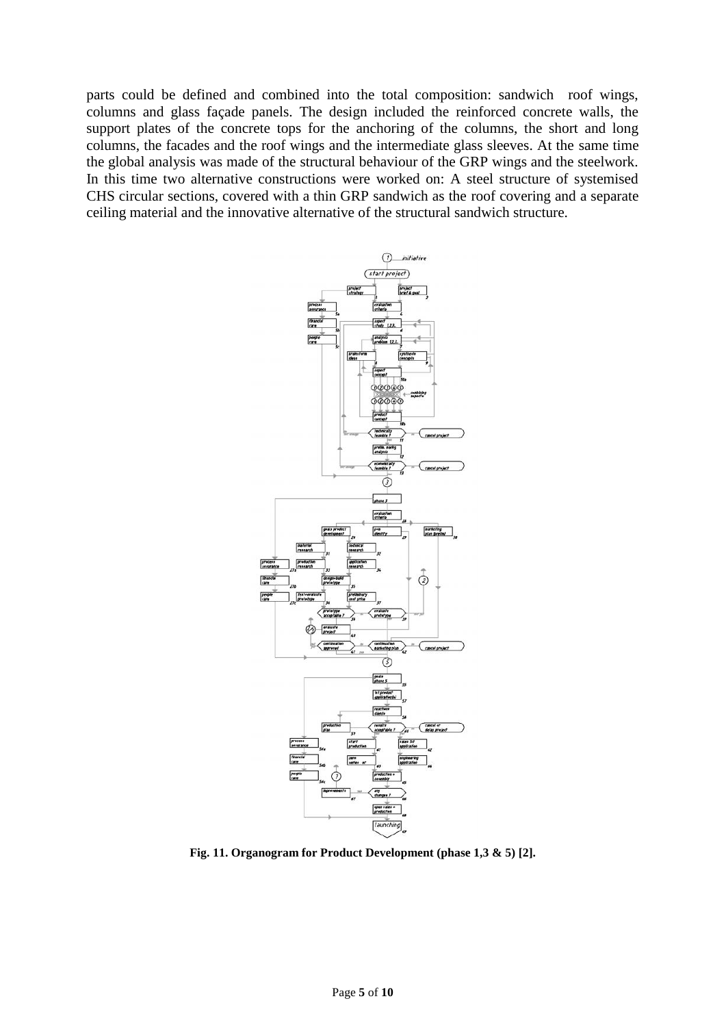parts could be defined and combined into the total composition: sandwich roof wings, columns and glass façade panels. The design included the reinforced concrete walls, the support plates of the concrete tops for the anchoring of the columns, the short and long columns, the facades and the roof wings and the intermediate glass sleeves. At the same time the global analysis was made of the structural behaviour of the GRP wings and the steelwork. In this time two alternative constructions were worked on: A steel structure of systemised CHS circular sections, covered with a thin GRP sandwich as the roof covering and a separate ceiling material and the innovative alternative of the structural sandwich structure.

**Fig. 11. Organogram for Product Development (phase 1,3 & 5) [2].**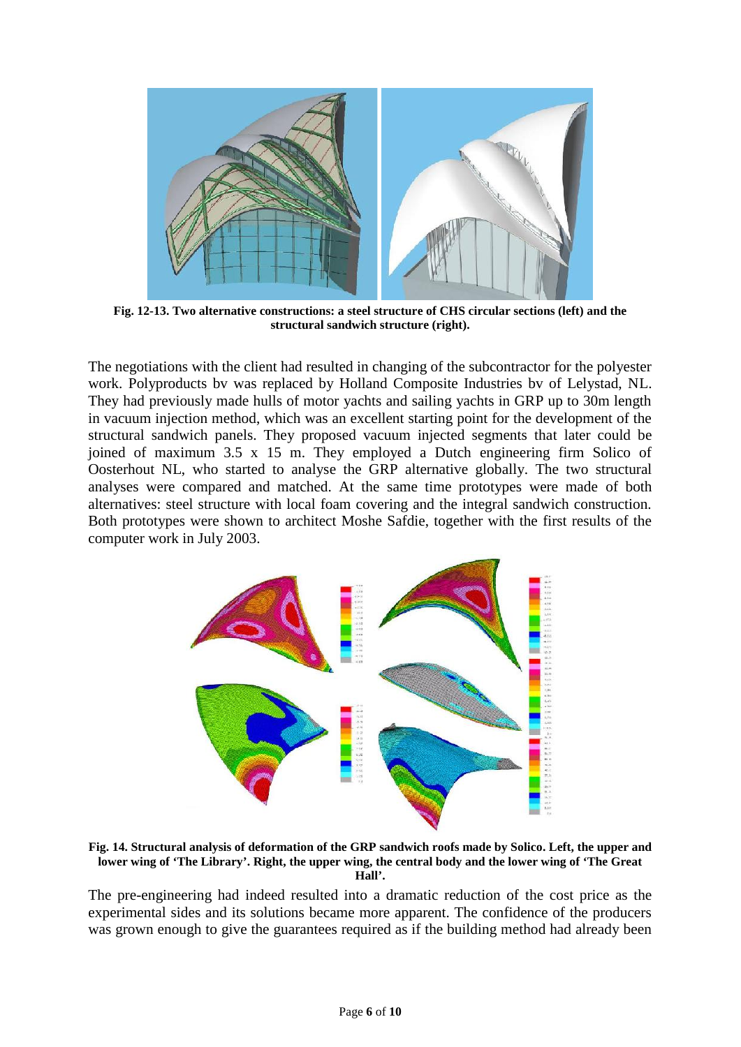**Fig. 12-13. Two alternative constructions: a steel structure of CHS circular sections (left) and the structural sandwich structure (right).**

The negotiations with the client had resulted in changing of the subcontractor for the polyester work. Polyproducts bv was replaced by Holland Composite Industries bv of Lelystad, NL. They had previously made hulls of motor yachts and sailing yachts in GRP up to 30m length in vacuum injection method, which was an excellent starting point for the development of the structural sandwich panels. They proposed vacuum injected segments that later could be joined of maximum 3.5 x 15 m. They employed a Dutch engineering firm Solico of Oosterhout NL, who started to analyse the GRP alternative globally. The two structural analyses were compared and matched. At the same time prototypes were made of both alternatives: steel structure with local foam covering and the integral sandwich construction. Both prototypes were shown to architect Moshe Safdie, together with the first results of the computer work in July 2003.

**Fig. 14. Structural analysis of deformation of the GRP sandwich roofs made by Solico. Left, the upper and lower wing of 'The Library'. Right, the upper wing, the central body and the lower wing of 'The Great Hall'.**

The pre-engineering had indeed resulted into a dramatic reduction of the cost price as the experimental sides and its solutions became more apparent. The confidence of the producers was grown enough to give the guarantees required as if the building method had already been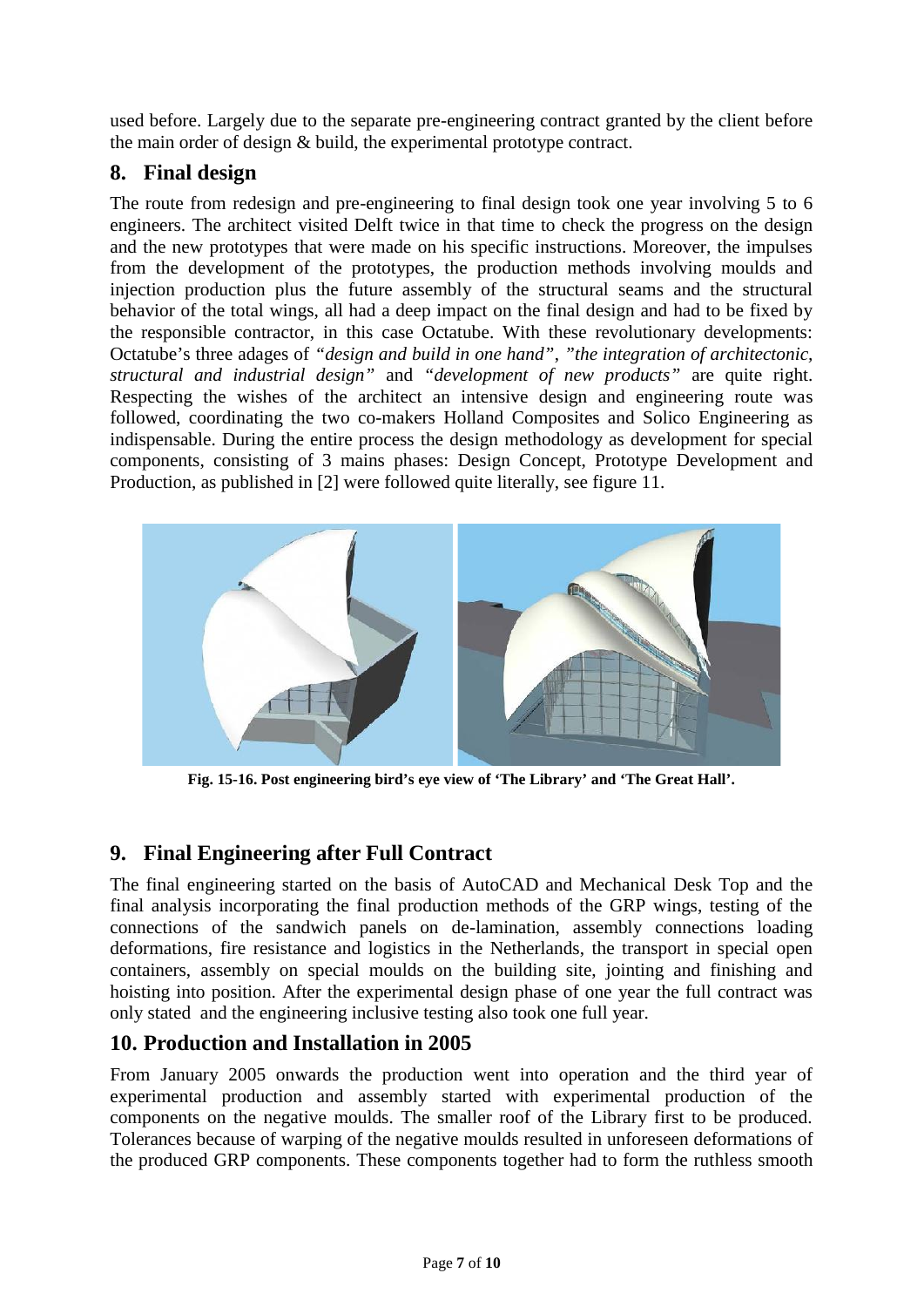used before. Largely due to the separate pre-engineering contract granted by the client before the main order of design & build, the experimental prototype contract.

## 8. Final design

The route from redesign and pre-engineering to final design took one year involving 5 to 6 engineers. The architect visited Delft twice in that time to check the progress on the design and the new prototypes that were made on his specific instructions. Moreover, the impulses from the development of the prototypes, the production methods involving moulds and injection production plus the future assembly of the structural seams and the structural behavior of the total wings, all had a deep impact on the final design and had to be fixed by the responsible contractor, in this case Octatube. With these revolutionary developments: Octatube's three adages of *"design and build in one hand"*, *"the integration of architectonic, structural and industrial design"* and *"development of new products"* are quite right. Respecting the wishes of the architect an intensive design and engineering route was followed, coordinating the two co-makers Holland Composites and Solico Engineering as indispensable. During the entire process the design methodology as development for special components, consisting of 3 mains phases: Design Concept, Prototype Development and Production, as published in [2] were followed quite literally, see figure 11.

**Fig. 15-16. Post engineering bird's eye view of 'The Library' and 'The Great Hall'.**

## 9. Final Engineering after Full Contract

The final engineering started on the basis of AutoCAD and Mechanical Desk Top and the final analysis incorporating the final production methods of the GRP wings, testing of the connections of the sandwich panels on de-lamination, assembly connections loading deformations, fire resistance and logistics in the Netherlands, the transport in special open containers, assembly on special moulds on the building site, jointing and finishing and hoisting into position. After the experimental design phase of one year the full contract was only stated and the engineering inclusive testing also took one full year.

## 10. Production and Installation in 2005

From January 2005 onwards the production went into operation and the third year of experimental production and assembly started with experimental production of the components on the negative moulds. The smaller roof of the Library first to be produced. Tolerances because of warping of the negative moulds resulted in unforeseen deformations of the produced GRP components. These components together had to form the ruthless smooth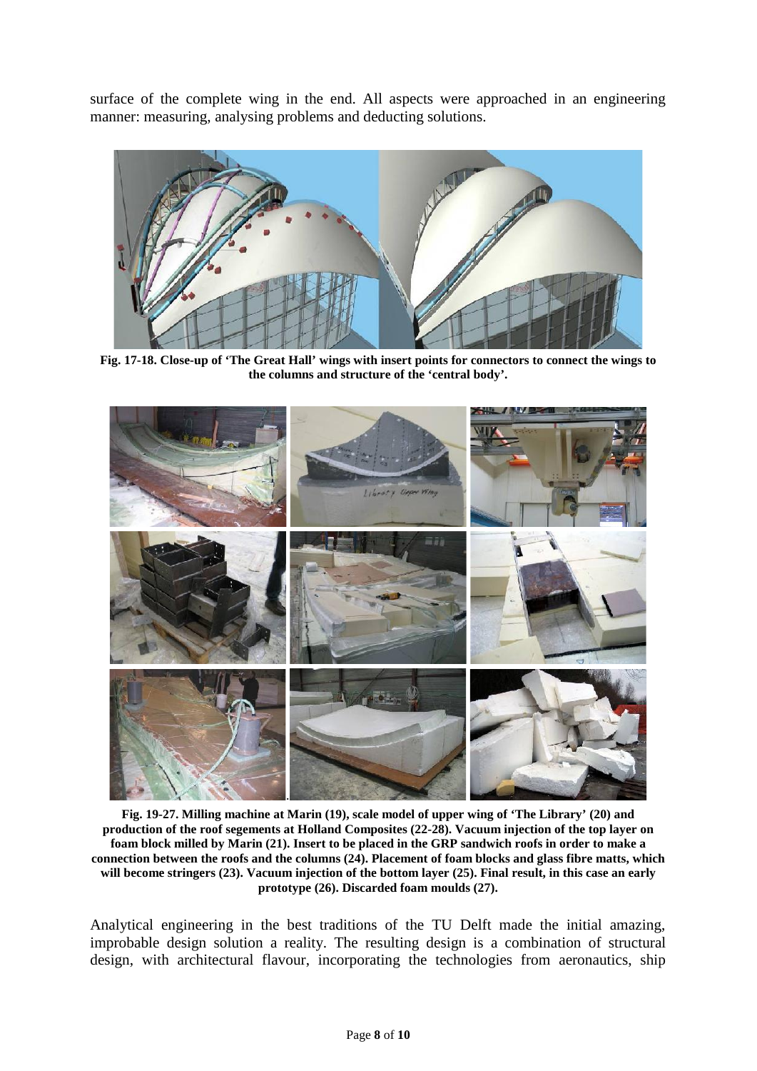surface of the complete wing in the end. All aspects were approached in an engineering manner: measuring, analysing problems and deducting solutions.

**Fig. 17-18. Close-up of 'The Great Hall' wings with insert points for connectors to connect the wings to the columns and structure of the 'central body'.**

**Fig. 19-27. Milling machine at Marin (19), scale model of upper wing of 'The Library' (20) and production of the roof segements at Holland Composites (22-28). Vacuum injection of the top layer on foam block milled by Marin (21). Insert to be placed in the GRP sandwich roofs in order to make a connection between the roofs and the columns (24). Placement of foam blocks and glass fibre matts, which will become stringers (23). Vacuum injection of the bottom layer (25). Final result, in this case an early prototype (26). Discarded foam moulds (27).**

Analytical engineering in the best traditions of the TU Delft made the initial amazing, improbable design solution a reality. The resulting design is a combination of structural design, with architectural flavour, incorporating the technologies from aeronautics, ship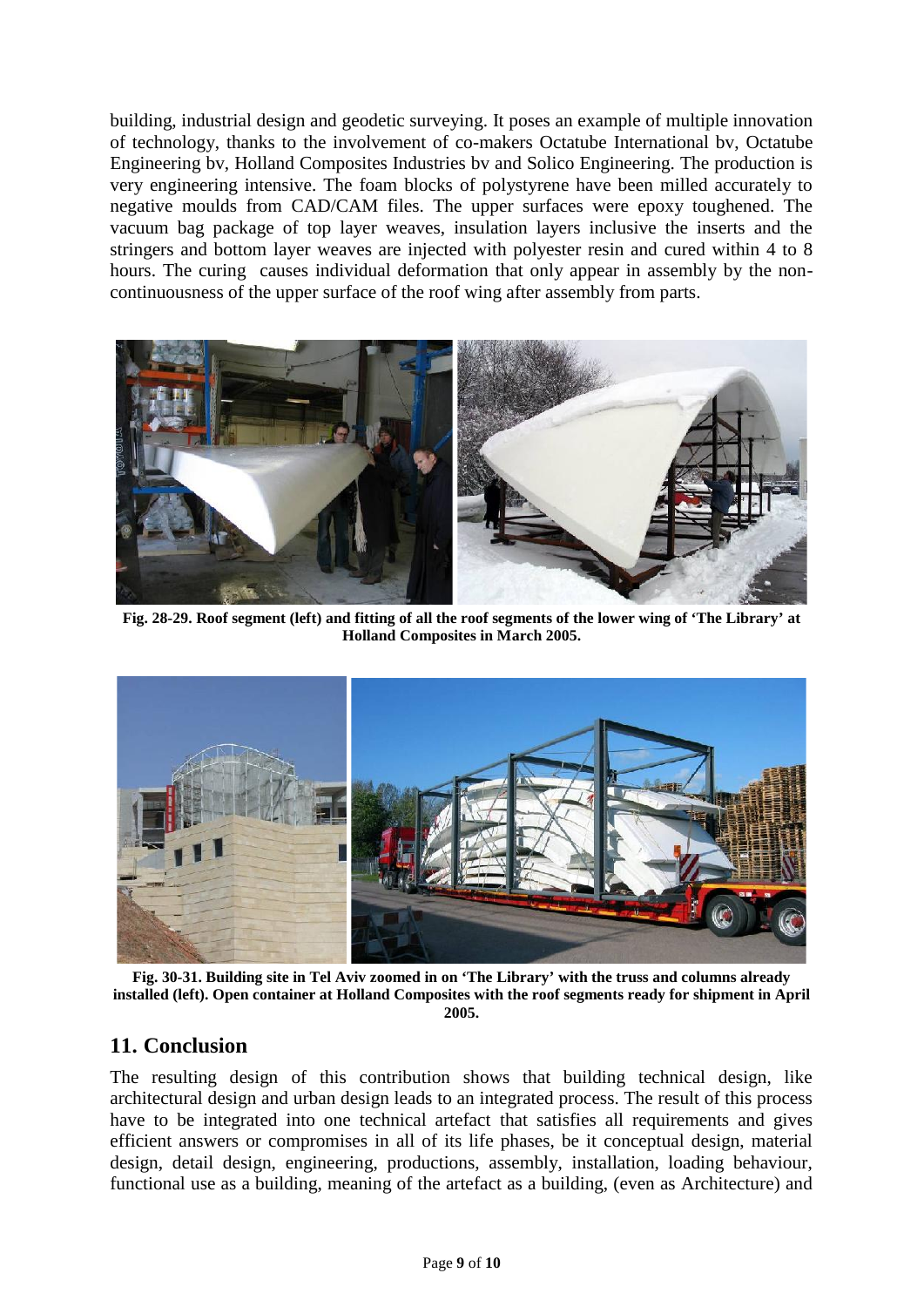building, industrial design and geodetic surveying. It poses an example of multiple innovation of technology, thanks to the involvement of co-makers Octatube International bv, Octatube Engineering bv, Holland Composites Industries bv and Solico Engineering. The production is very engineering intensive. The foam blocks of polystyrene have been milled accurately to negative moulds from CAD/CAM files. The upper surfaces were epoxy toughened. The vacuum bag package of top layer weaves, insulation layers inclusive the inserts and the stringers and bottom layer weaves are injected with polyester resin and cured within 4 to 8 hours. The curing causes individual deformation that only appear in assembly by the non-continuousness of the upper surface of the roof wing after assembly from parts.

**Fig. 28-29. Roof segment (left) and fitting of all the roof segments of the lower wing of 'The Library' at Holland Composites in March 2005.**

**Fig. 30-31. Building site in Tel Aviv zoomed in on 'The Library' with the truss and columns already installed (left). Open container at Holland Composites with the roof segments ready for shipment in April 2005.**

## 11. Conclusion

The resulting design of this contribution shows that building technical design, like architectural design and urban design leads to an integrated process. The result of this process have to be integrated into one technical artefact that satisfies all requirements and gives efficient answers or compromises in all of its life phases, be it conceptual design, material design, detail design, engineering, productions, assembly, installation, loading behaviour, functional use as a building, meaning of the artefact as a building, (even as Architecture) and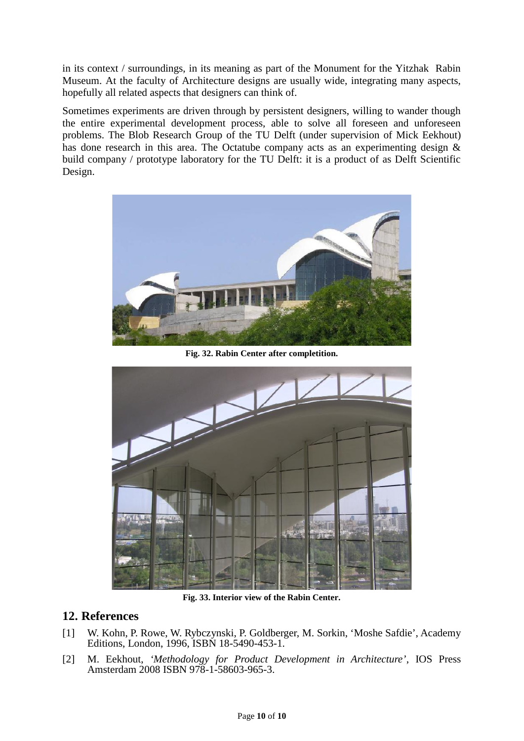in its context / surroundings, in its meaning as part of the Monument for the Yitzhak Rabin Museum. At the faculty of Architecture designs are usually wide, integrating many aspects, hopefully all related aspects that designers can think of.

Sometimes experiments are driven through by persistent designers, willing to wander though the entire experimental development process, able to solve all foreseen and unforeseen problems. The Blob Research Group of the TU Delft (under supervision of Mick Eekhout) has done research in this area. The Octatube company acts as an experimenting design & build company / prototype laboratory for the TU Delft: it is a product of as Delft Scientific Design.

**Fig. 32. Rabin Center after completition.**

**Fig. 33. Interior view of the Rabin Center.**

## 12. References

[1] W. Kohn, P. Rowe, W. Rybczynski, P. Goldberger, M. Sorkin, 'Moshe Safdie', Academy Editions, London, 1996, ISBN 18-5490-453-1.

[2] M. Eekhout, *'Methodology for Product Development in Architecture'*, IOS Press Amsterdam 2008 ISBN 978-1-58603-965-3.